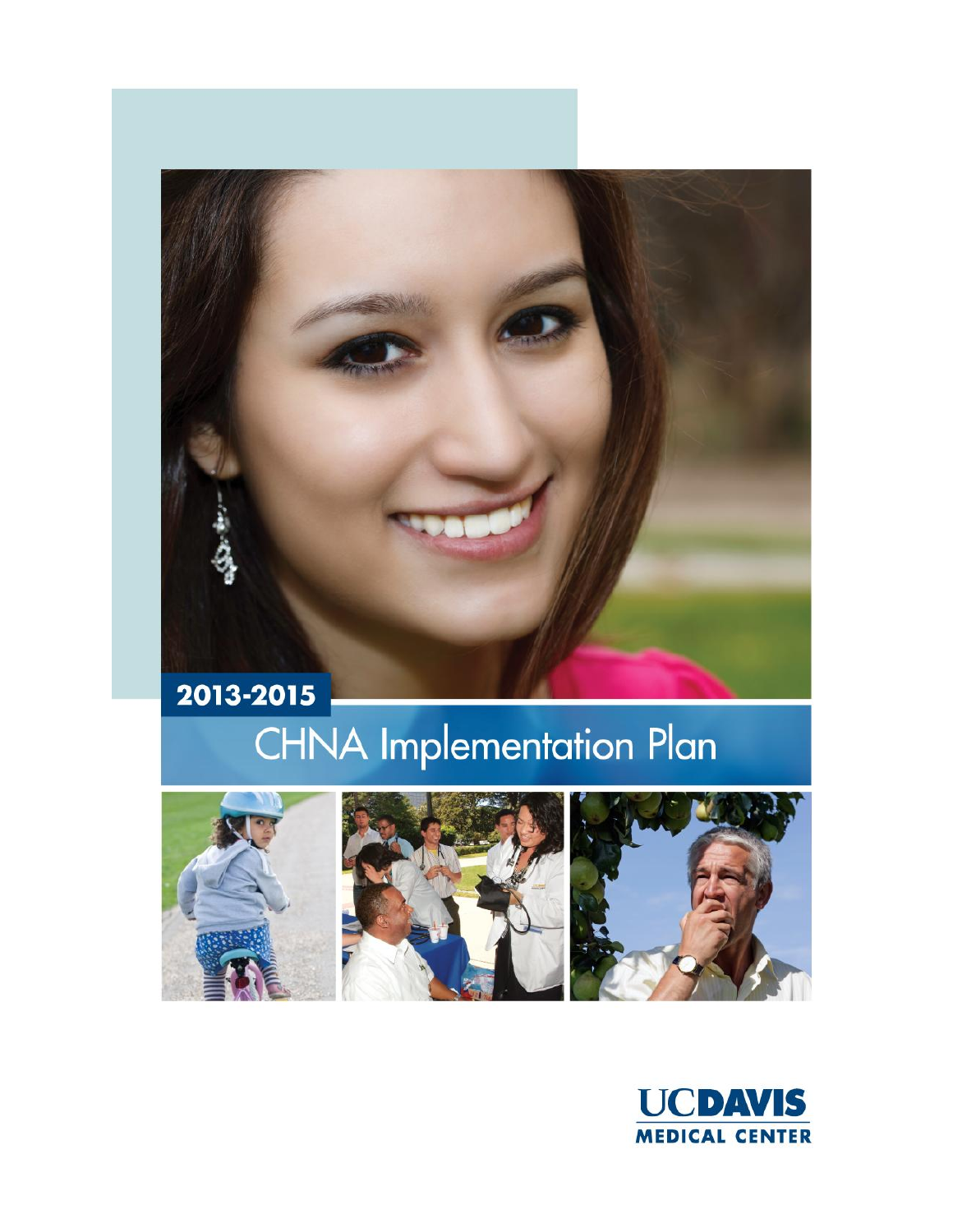# 2013-2015

# CHNA Implementation Plan

UCDAVIS
MEDICAL CENTER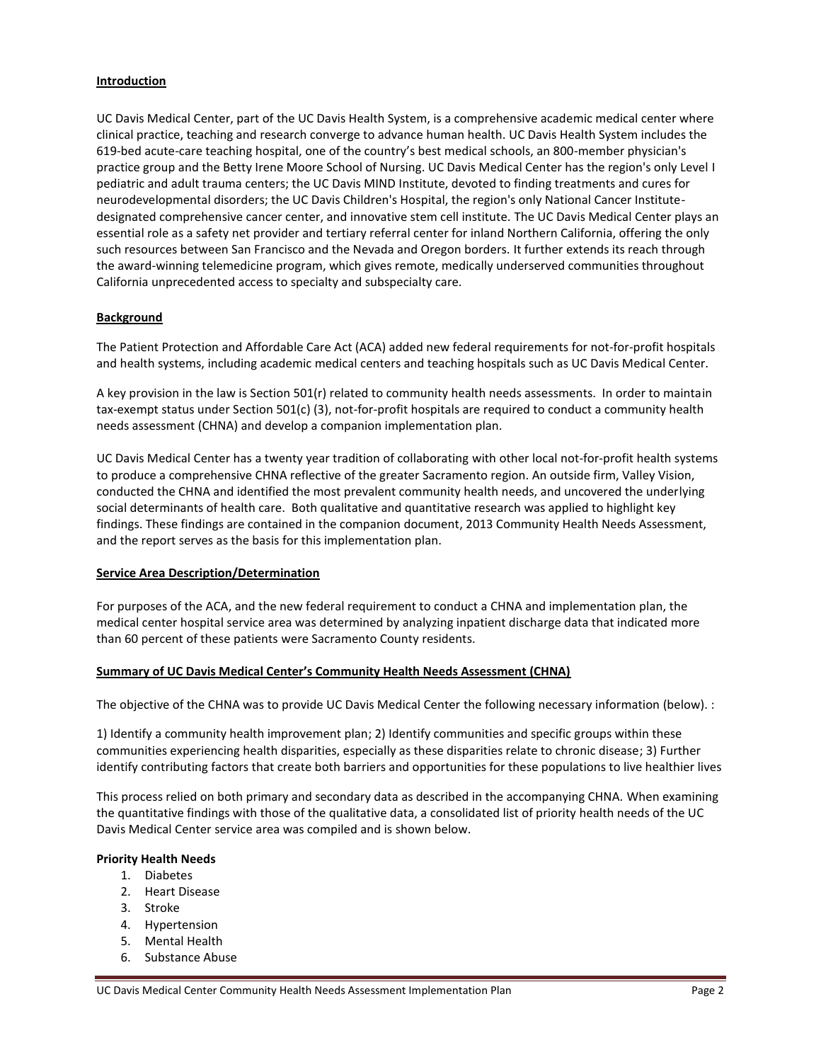## Introduction

UC Davis Medical Center, part of the UC Davis Health System, is a comprehensive academic medical center where clinical practice, teaching and research converge to advance human health. UC Davis Health System includes the 619-bed acute-care teaching hospital, one of the country's best medical schools, an 800-member physician's practice group and the Betty Irene Moore School of Nursing. UC Davis Medical Center has the region's only Level I pediatric and adult trauma centers; the UC Davis MIND Institute, devoted to finding treatments and cures for neurodevelopmental disorders; the UC Davis Children's Hospital, the region's only National Cancer Institute-designated comprehensive cancer center, and innovative stem cell institute. The UC Davis Medical Center plays an essential role as a safety net provider and tertiary referral center for inland Northern California, offering the only such resources between San Francisco and the Nevada and Oregon borders. It further extends its reach through the award-winning telemedicine program, which gives remote, medically underserved communities throughout California unprecedented access to specialty and subspecialty care.

## Background

The Patient Protection and Affordable Care Act (ACA) added new federal requirements for not-for-profit hospitals and health systems, including academic medical centers and teaching hospitals such as UC Davis Medical Center.

A key provision in the law is Section 501(r) related to community health needs assessments. In order to maintain tax-exempt status under Section 501(c) (3), not-for-profit hospitals are required to conduct a community health needs assessment (CHNA) and develop a companion implementation plan.

UC Davis Medical Center has a twenty year tradition of collaborating with other local not-for-profit health systems to produce a comprehensive CHNA reflective of the greater Sacramento region. An outside firm, Valley Vision, conducted the CHNA and identified the most prevalent community health needs, and uncovered the underlying social determinants of health care. Both qualitative and quantitative research was applied to highlight key findings. These findings are contained in the companion document, 2013 Community Health Needs Assessment, and the report serves as the basis for this implementation plan.

## Service Area Description/Determination

For purposes of the ACA, and the new federal requirement to conduct a CHNA and implementation plan, the medical center hospital service area was determined by analyzing inpatient discharge data that indicated more than 60 percent of these patients were Sacramento County residents.

## Summary of UC Davis Medical Center's Community Health Needs Assessment (CHNA)

The objective of the CHNA was to provide UC Davis Medical Center the following necessary information (below). :

1) Identify a community health improvement plan; 2) Identify communities and specific groups within these communities experiencing health disparities, especially as these disparities relate to chronic disease; 3) Further identify contributing factors that create both barriers and opportunities for these populations to live healthier lives

This process relied on both primary and secondary data as described in the accompanying CHNA. When examining the quantitative findings with those of the qualitative data, a consolidated list of priority health needs of the UC Davis Medical Center service area was compiled and is shown below.

**Priority Health Needs**

1. Diabetes
2. Heart Disease
3. Stroke
4. Hypertension
5. Mental Health
6. Substance Abuse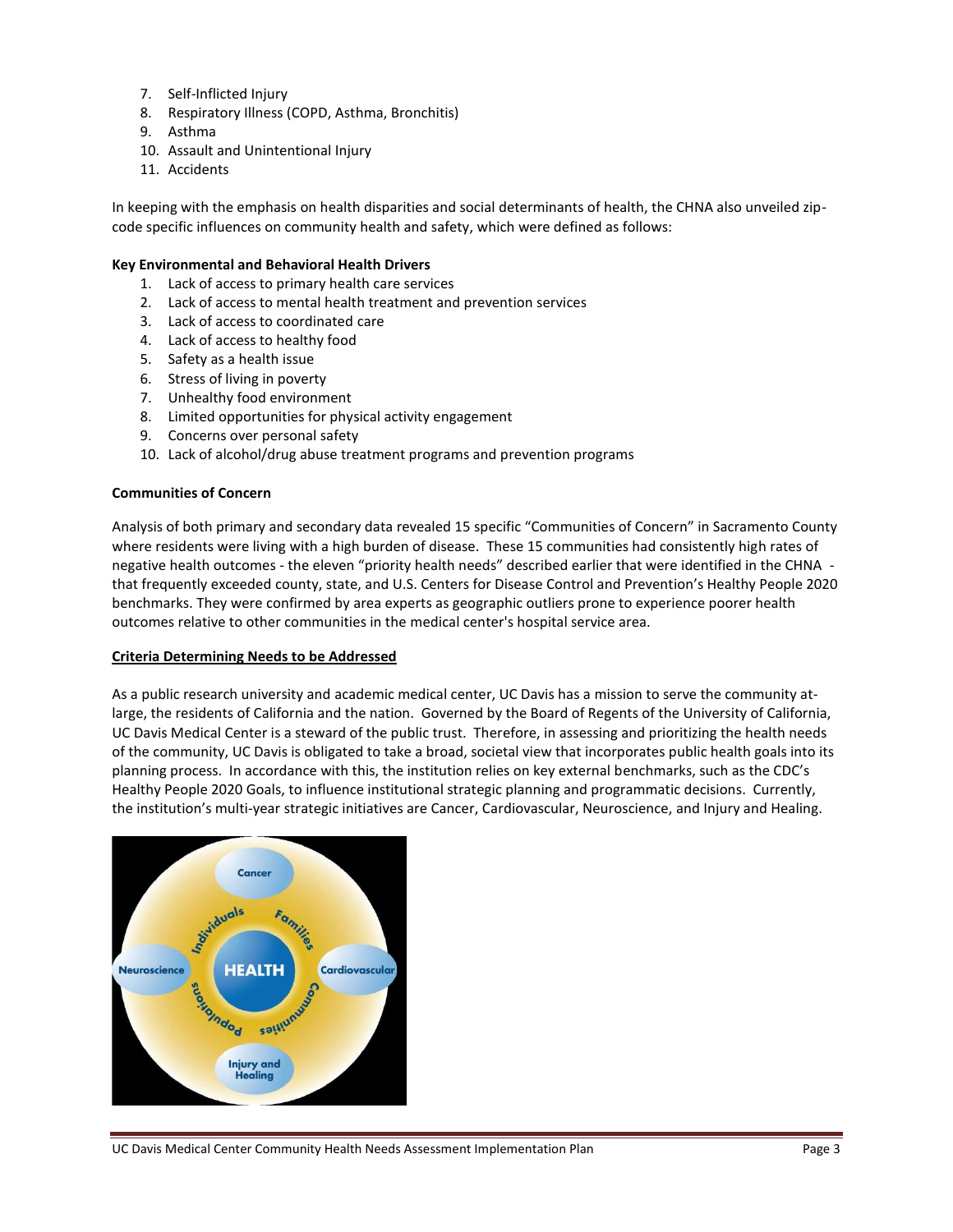7. Self-Inflicted Injury
8. Respiratory Illness (COPD, Asthma, Bronchitis)
9. Asthma
10. Assault and Unintentional Injury
11. Accidents

In keeping with the emphasis on health disparities and social determinants of health, the CHNA also unveiled zip-code specific influences on community health and safety, which were defined as follows:

**Key Environmental and Behavioral Health Drivers**

1. Lack of access to primary health care services
2. Lack of access to mental health treatment and prevention services
3. Lack of access to coordinated care
4. Lack of access to healthy food
5. Safety as a health issue
6. Stress of living in poverty
7. Unhealthy food environment
8. Limited opportunities for physical activity engagement
9. Concerns over personal safety
10. Lack of alcohol/drug abuse treatment programs and prevention programs

**Communities of Concern**

Analysis of both primary and secondary data revealed 15 specific "Communities of Concern" in Sacramento County where residents were living with a high burden of disease. These 15 communities had consistently high rates of negative health outcomes - the eleven "priority health needs" described earlier that were identified in the CHNA - that frequently exceeded county, state, and U.S. Centers for Disease Control and Prevention's Healthy People 2020 benchmarks. They were confirmed by area experts as geographic outliers prone to experience poorer health outcomes relative to other communities in the medical center's hospital service area.

**Criteria Determining Needs to be Addressed**

As a public research university and academic medical center, UC Davis has a mission to serve the community at-large, the residents of California and the nation. Governed by the Board of Regents of the University of California, UC Davis Medical Center is a steward of the public trust. Therefore, in assessing and prioritizing the health needs of the community, UC Davis is obligated to take a broad, societal view that incorporates public health goals into its planning process. In accordance with this, the institution relies on key external benchmarks, such as the CDC's Healthy People 2020 Goals, to influence institutional strategic planning and programmatic decisions. Currently, the institution's multi-year strategic initiatives are Cancer, Cardiovascular, Neuroscience, and Injury and Healing.

Cancer

Individuals — Families

Neuroscience — HEALTH — Cardiovascular

Populations — Communities

Injury and Healing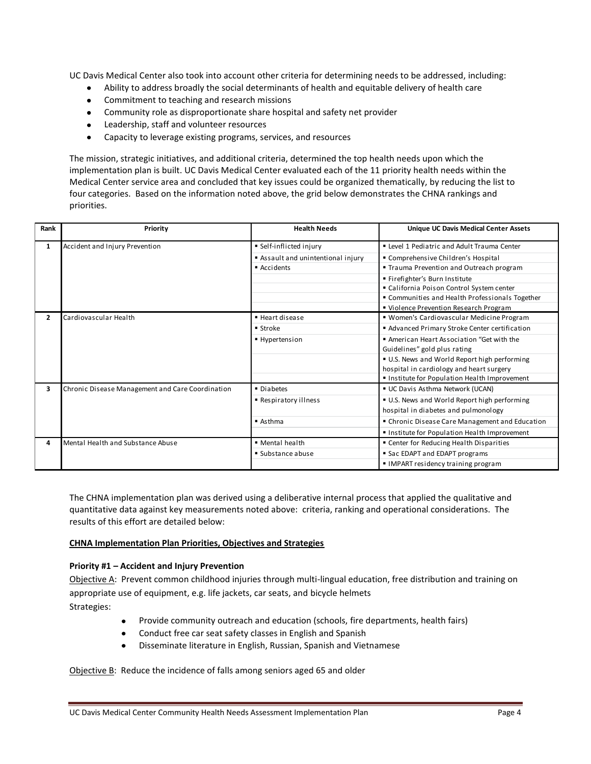UC Davis Medical Center also took into account other criteria for determining needs to be addressed, including:

- Ability to address broadly the social determinants of health and equitable delivery of health care
- Commitment to teaching and research missions
- Community role as disproportionate share hospital and safety net provider
- Leadership, staff and volunteer resources
- Capacity to leverage existing programs, services, and resources

The mission, strategic initiatives, and additional criteria, determined the top health needs upon which the implementation plan is built. UC Davis Medical Center evaluated each of the 11 priority health needs within the Medical Center service area and concluded that key issues could be organized thematically, by reducing the list to four categories. Based on the information noted above, the grid below demonstrates the CHNA rankings and priorities.

| Rank | Priority | Health Needs | Unique UC Davis Medical Center Assets |
|---|---|---|---|
| 1 | Accident and Injury Prevention | ▪ Self-inflicted injury | ▪ Level 1 Pediatric and Adult Trauma Center |
| | | ▪ Assault and unintentional injury | ▪ Comprehensive Children's Hospital |
| | | ▪ Accidents | ▪ Trauma Prevention and Outreach program |
| | | | ▪ Firefighter's Burn Institute |
| | | | ▪ California Poison Control System center |
| | | | ▪ Communities and Health Professionals Together |
| | | | ▪ Violence Prevention Research Program |
| 2 | Cardiovascular Health | ▪ Heart disease | ▪ Women's Cardiovascular Medicine Program |
| | | ▪ Stroke | ▪ Advanced Primary Stroke Center certification |
| | | ▪ Hypertension | ▪ American Heart Association "Get with the Guidelines" gold plus rating |
| | | | ▪ U.S. News and World Report high performing hospital in cardiology and heart surgery |
| | | | ▪ Institute for Population Health Improvement |
| 3 | Chronic Disease Management and Care Coordination | ▪ Diabetes | ▪ UC Davis Asthma Network (UCAN) |
| | | ▪ Respiratory illness | ▪ U.S. News and World Report high performing hospital in diabetes and pulmonology |
| | | ▪ Asthma | ▪ Chronic Disease Care Management and Education |
| | | | ▪ Institute for Population Health Improvement |
| 4 | Mental Health and Substance Abuse | ▪ Mental health | ▪ Center for Reducing Health Disparities |
| | | ▪ Substance abuse | ▪ Sac EDAPT and EDAPT programs |
| | | | ▪ IMPART residency training program |

The CHNA implementation plan was derived using a deliberative internal process that applied the qualitative and quantitative data against key measurements noted above: criteria, ranking and operational considerations. The results of this effort are detailed below:

**CHNA Implementation Plan Priorities, Objectives and Strategies**

**Priority #1 – Accident and Injury Prevention**

Objective A: Prevent common childhood injuries through multi-lingual education, free distribution and training on appropriate use of equipment, e.g. life jackets, car seats, and bicycle helmets

Strategies:

- Provide community outreach and education (schools, fire departments, health fairs)
- Conduct free car seat safety classes in English and Spanish
- Disseminate literature in English, Russian, Spanish and Vietnamese

Objective B: Reduce the incidence of falls among seniors aged 65 and older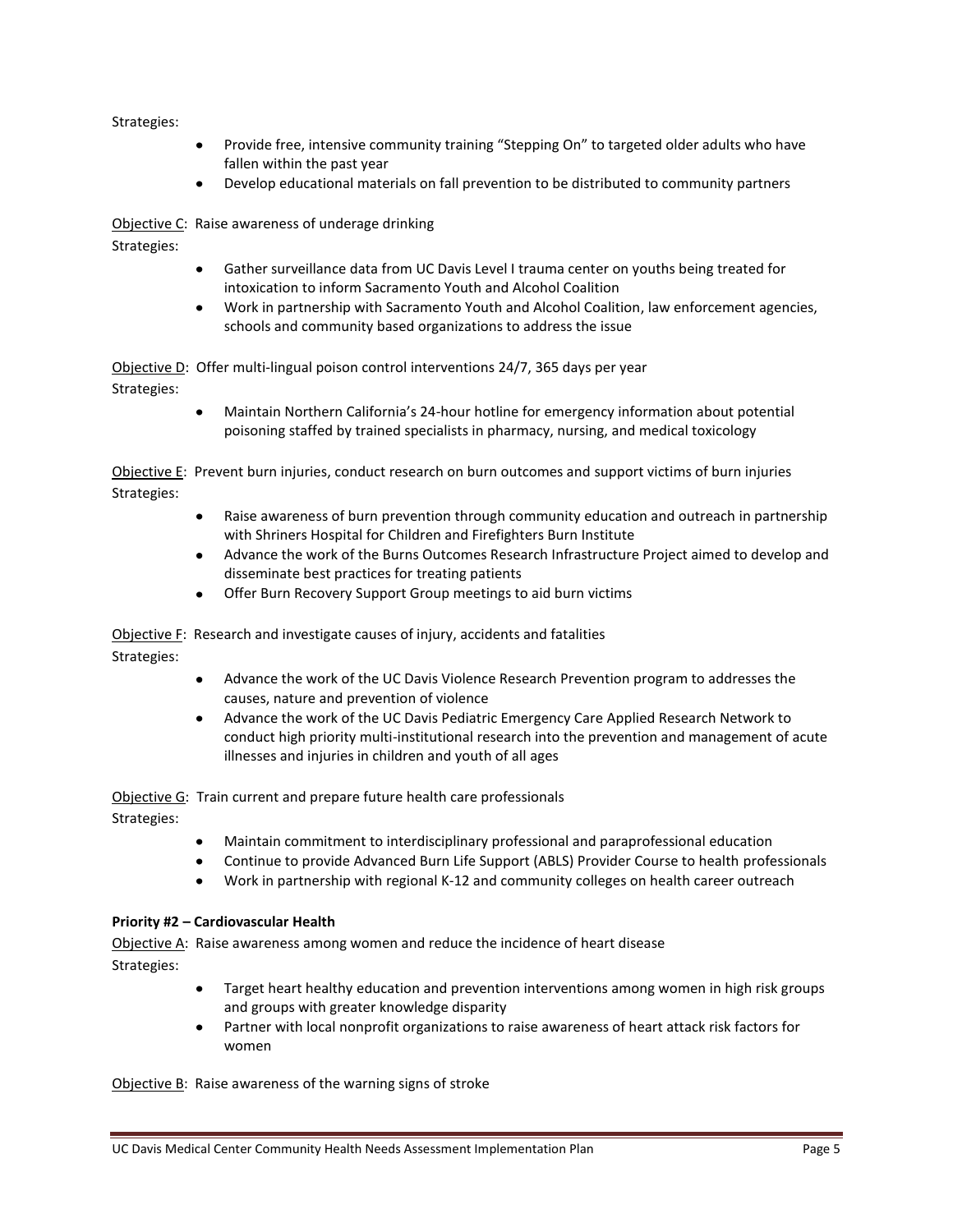Strategies:

- Provide free, intensive community training "Stepping On" to targeted older adults who have fallen within the past year
- Develop educational materials on fall prevention to be distributed to community partners

Objective C: Raise awareness of underage drinking

Strategies:

- Gather surveillance data from UC Davis Level I trauma center on youths being treated for intoxication to inform Sacramento Youth and Alcohol Coalition
- Work in partnership with Sacramento Youth and Alcohol Coalition, law enforcement agencies, schools and community based organizations to address the issue

Objective D: Offer multi-lingual poison control interventions 24/7, 365 days per year

Strategies:

- Maintain Northern California's 24-hour hotline for emergency information about potential poisoning staffed by trained specialists in pharmacy, nursing, and medical toxicology

Objective E: Prevent burn injuries, conduct research on burn outcomes and support victims of burn injuries

Strategies:

- Raise awareness of burn prevention through community education and outreach in partnership with Shriners Hospital for Children and Firefighters Burn Institute
- Advance the work of the Burns Outcomes Research Infrastructure Project aimed to develop and disseminate best practices for treating patients
- Offer Burn Recovery Support Group meetings to aid burn victims

Objective F: Research and investigate causes of injury, accidents and fatalities

Strategies:

- Advance the work of the UC Davis Violence Research Prevention program to addresses the causes, nature and prevention of violence
- Advance the work of the UC Davis Pediatric Emergency Care Applied Research Network to conduct high priority multi-institutional research into the prevention and management of acute illnesses and injuries in children and youth of all ages

Objective G: Train current and prepare future health care professionals

Strategies:

- Maintain commitment to interdisciplinary professional and paraprofessional education
- Continue to provide Advanced Burn Life Support (ABLS) Provider Course to health professionals
- Work in partnership with regional K-12 and community colleges on health career outreach

**Priority #2 – Cardiovascular Health**

Objective A: Raise awareness among women and reduce the incidence of heart disease

Strategies:

- Target heart healthy education and prevention interventions among women in high risk groups and groups with greater knowledge disparity
- Partner with local nonprofit organizations to raise awareness of heart attack risk factors for women

Objective B: Raise awareness of the warning signs of stroke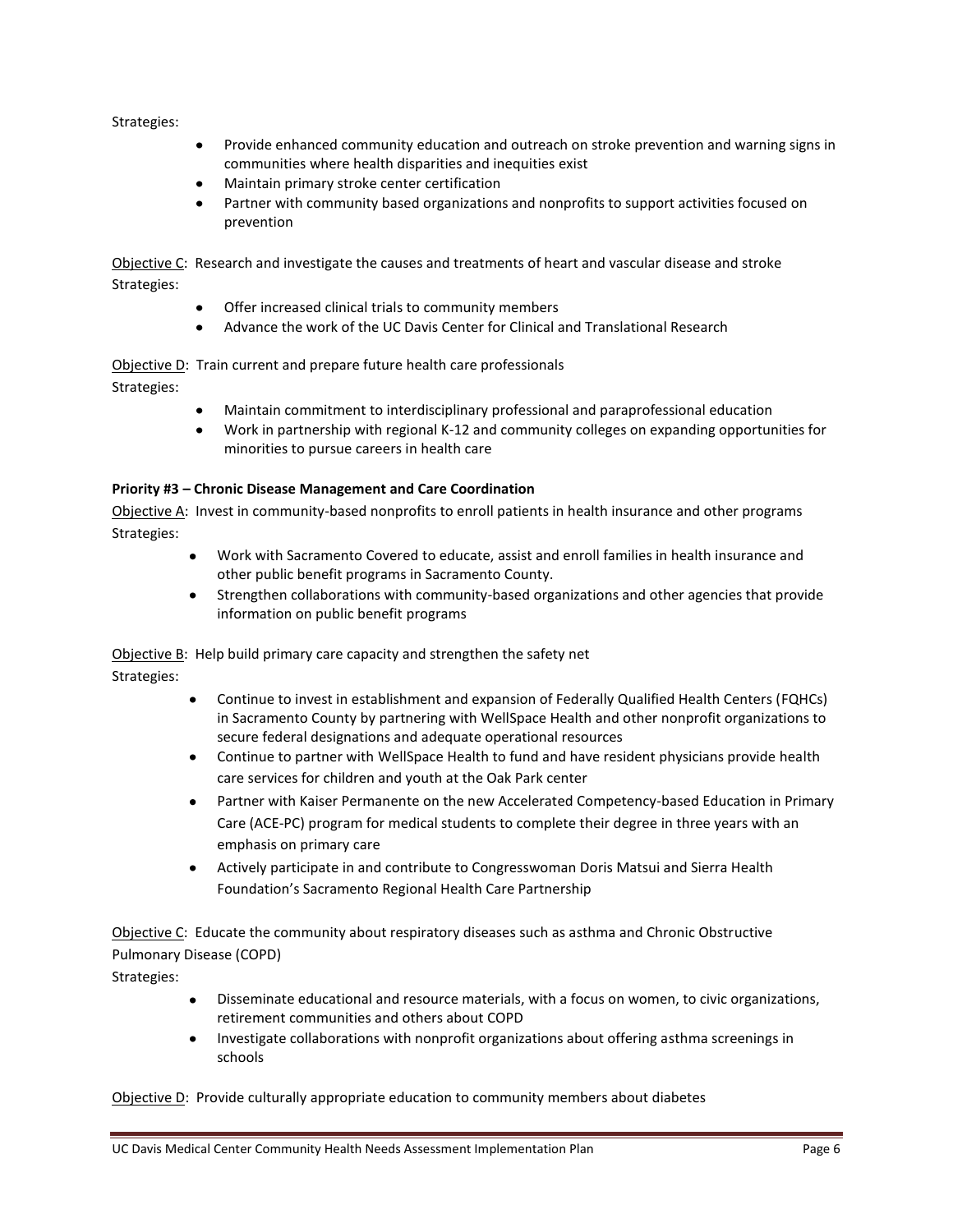Strategies:

- Provide enhanced community education and outreach on stroke prevention and warning signs in communities where health disparities and inequities exist
- Maintain primary stroke center certification
- Partner with community based organizations and nonprofits to support activities focused on prevention

<u>Objective C</u>: Research and investigate the causes and treatments of heart and vascular disease and stroke

Strategies:

- Offer increased clinical trials to community members
- Advance the work of the UC Davis Center for Clinical and Translational Research

<u>Objective D</u>: Train current and prepare future health care professionals

Strategies:

- Maintain commitment to interdisciplinary professional and paraprofessional education
- Work in partnership with regional K-12 and community colleges on expanding opportunities for minorities to pursue careers in health care

**Priority #3 – Chronic Disease Management and Care Coordination**

<u>Objective A</u>: Invest in community-based nonprofits to enroll patients in health insurance and other programs

Strategies:

- Work with Sacramento Covered to educate, assist and enroll families in health insurance and other public benefit programs in Sacramento County.
- Strengthen collaborations with community-based organizations and other agencies that provide information on public benefit programs

<u>Objective B</u>: Help build primary care capacity and strengthen the safety net

Strategies:

- Continue to invest in establishment and expansion of Federally Qualified Health Centers (FQHCs) in Sacramento County by partnering with WellSpace Health and other nonprofit organizations to secure federal designations and adequate operational resources
- Continue to partner with WellSpace Health to fund and have resident physicians provide health care services for children and youth at the Oak Park center
- Partner with Kaiser Permanente on the new Accelerated Competency-based Education in Primary Care (ACE-PC) program for medical students to complete their degree in three years with an emphasis on primary care
- Actively participate in and contribute to Congresswoman Doris Matsui and Sierra Health Foundation's Sacramento Regional Health Care Partnership

<u>Objective C</u>: Educate the community about respiratory diseases such as asthma and Chronic Obstructive Pulmonary Disease (COPD)

Strategies:

- Disseminate educational and resource materials, with a focus on women, to civic organizations, retirement communities and others about COPD
- Investigate collaborations with nonprofit organizations about offering asthma screenings in schools

<u>Objective D</u>: Provide culturally appropriate education to community members about diabetes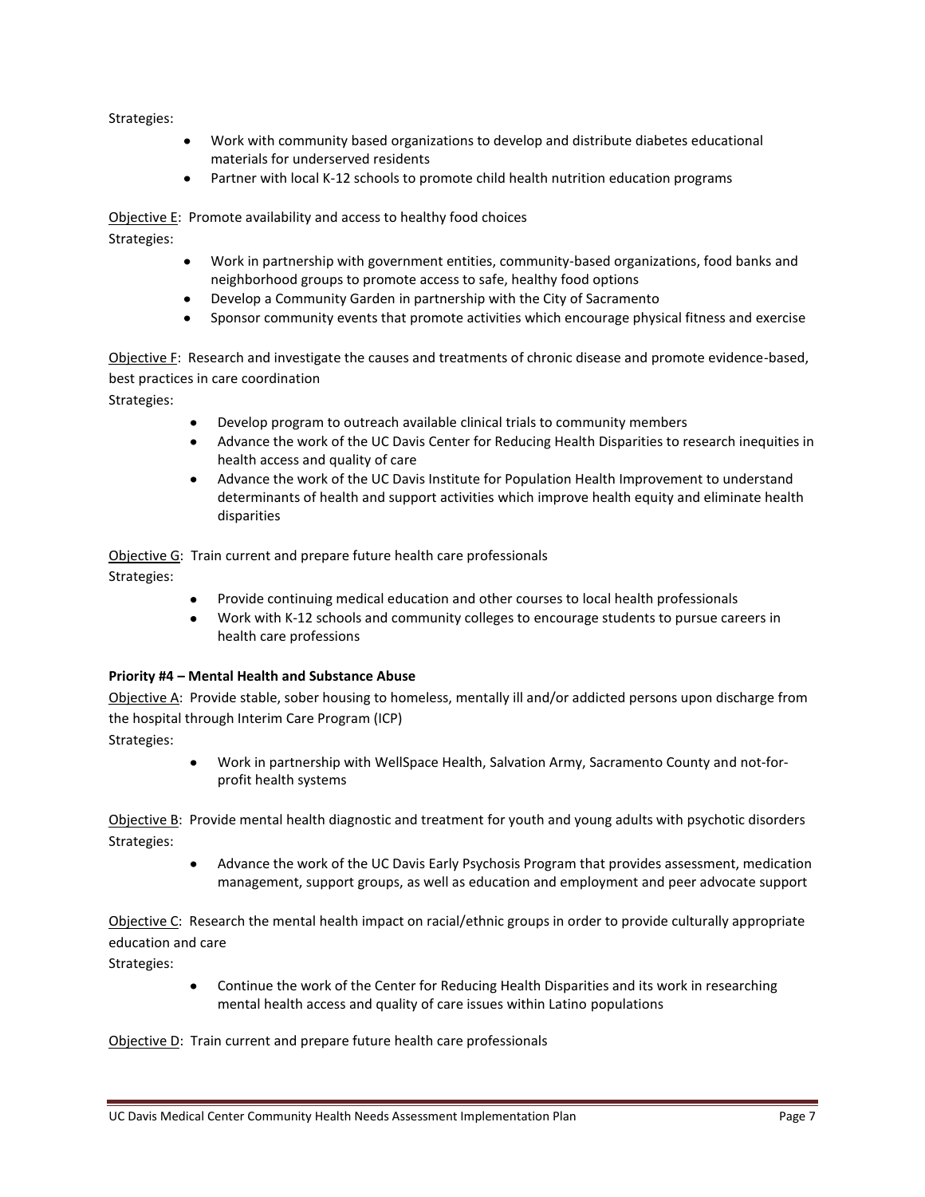Strategies:

- Work with community based organizations to develop and distribute diabetes educational materials for underserved residents
- Partner with local K-12 schools to promote child health nutrition education programs

<u>Objective E</u>: Promote availability and access to healthy food choices

Strategies:

- Work in partnership with government entities, community-based organizations, food banks and neighborhood groups to promote access to safe, healthy food options
- Develop a Community Garden in partnership with the City of Sacramento
- Sponsor community events that promote activities which encourage physical fitness and exercise

<u>Objective F</u>: Research and investigate the causes and treatments of chronic disease and promote evidence-based, best practices in care coordination

Strategies:

- Develop program to outreach available clinical trials to community members
- Advance the work of the UC Davis Center for Reducing Health Disparities to research inequities in health access and quality of care
- Advance the work of the UC Davis Institute for Population Health Improvement to understand determinants of health and support activities which improve health equity and eliminate health disparities

<u>Objective G</u>: Train current and prepare future health care professionals

Strategies:

- Provide continuing medical education and other courses to local health professionals
- Work with K-12 schools and community colleges to encourage students to pursue careers in health care professions

**Priority #4 – Mental Health and Substance Abuse**

<u>Objective A</u>: Provide stable, sober housing to homeless, mentally ill and/or addicted persons upon discharge from the hospital through Interim Care Program (ICP)

Strategies:

- Work in partnership with WellSpace Health, Salvation Army, Sacramento County and not-for-profit health systems

<u>Objective B</u>: Provide mental health diagnostic and treatment for youth and young adults with psychotic disorders

Strategies:

- Advance the work of the UC Davis Early Psychosis Program that provides assessment, medication management, support groups, as well as education and employment and peer advocate support

<u>Objective C</u>: Research the mental health impact on racial/ethnic groups in order to provide culturally appropriate education and care

Strategies:

- Continue the work of the Center for Reducing Health Disparities and its work in researching mental health access and quality of care issues within Latino populations

<u>Objective D</u>: Train current and prepare future health care professionals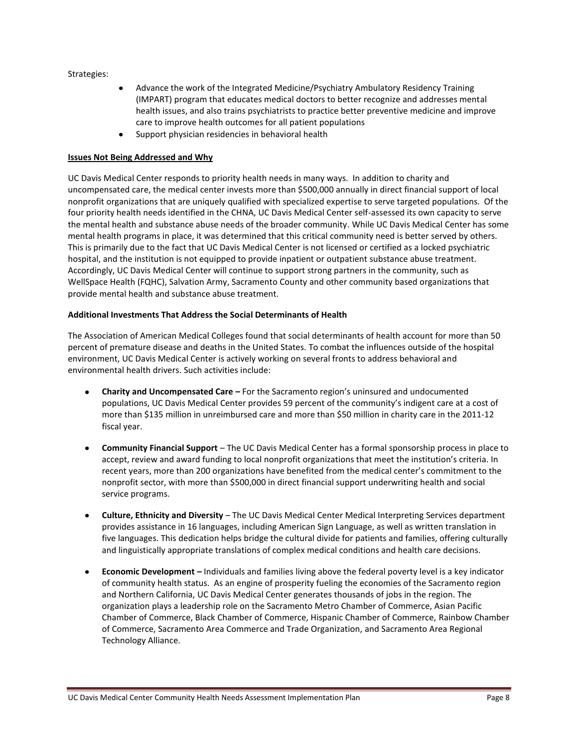Strategies:

- Advance the work of the Integrated Medicine/Psychiatry Ambulatory Residency Training (IMPART) program that educates medical doctors to better recognize and addresses mental health issues, and also trains psychiatrists to practice better preventive medicine and improve care to improve health outcomes for all patient populations
- Support physician residencies in behavioral health

**Issues Not Being Addressed and Why**

UC Davis Medical Center responds to priority health needs in many ways. In addition to charity and uncompensated care, the medical center invests more than $500,000 annually in direct financial support of local nonprofit organizations that are uniquely qualified with specialized expertise to serve targeted populations. Of the four priority health needs identified in the CHNA, UC Davis Medical Center self-assessed its own capacity to serve the mental health and substance abuse needs of the broader community. While UC Davis Medical Center has some mental health programs in place, it was determined that this critical community need is better served by others. This is primarily due to the fact that UC Davis Medical Center is not licensed or certified as a locked psychiatric hospital, and the institution is not equipped to provide inpatient or outpatient substance abuse treatment. Accordingly, UC Davis Medical Center will continue to support strong partners in the community, such as WellSpace Health (FQHC), Salvation Army, Sacramento County and other community based organizations that provide mental health and substance abuse treatment.

**Additional Investments That Address the Social Determinants of Health**

The Association of American Medical Colleges found that social determinants of health account for more than 50 percent of premature disease and deaths in the United States. To combat the influences outside of the hospital environment, UC Davis Medical Center is actively working on several fronts to address behavioral and environmental health drivers. Such activities include:

- **Charity and Uncompensated Care –** For the Sacramento region's uninsured and undocumented populations, UC Davis Medical Center provides 59 percent of the community's indigent care at a cost of more than $135 million in unreimbursed care and more than $50 million in charity care in the 2011-12 fiscal year.

- **Community Financial Support** – The UC Davis Medical Center has a formal sponsorship process in place to accept, review and award funding to local nonprofit organizations that meet the institution's criteria. In recent years, more than 200 organizations have benefited from the medical center's commitment to the nonprofit sector, with more than $500,000 in direct financial support underwriting health and social service programs.

- **Culture, Ethnicity and Diversity** – The UC Davis Medical Center Medical Interpreting Services department provides assistance in 16 languages, including American Sign Language, as well as written translation in five languages. This dedication helps bridge the cultural divide for patients and families, offering culturally and linguistically appropriate translations of complex medical conditions and health care decisions.

- **Economic Development –** Individuals and families living above the federal poverty level is a key indicator of community health status. As an engine of prosperity fueling the economies of the Sacramento region and Northern California, UC Davis Medical Center generates thousands of jobs in the region. The organization plays a leadership role on the Sacramento Metro Chamber of Commerce, Asian Pacific Chamber of Commerce, Black Chamber of Commerce, Hispanic Chamber of Commerce, Rainbow Chamber of Commerce, Sacramento Area Commerce and Trade Organization, and Sacramento Area Regional Technology Alliance.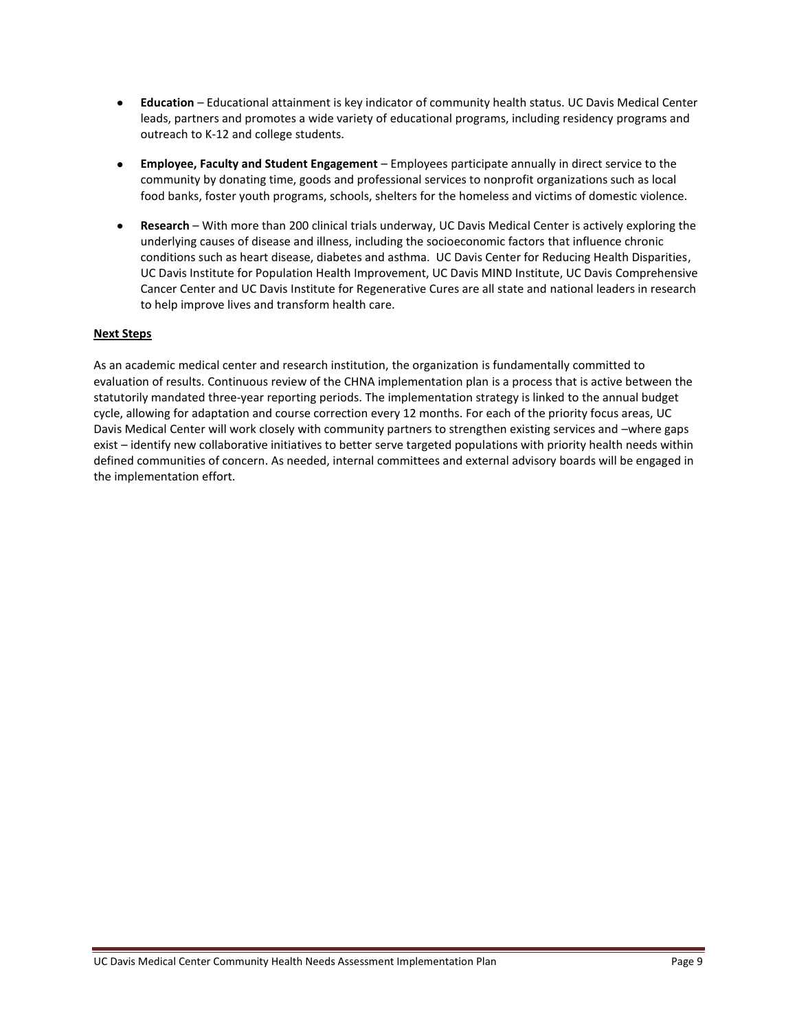- **Education** – Educational attainment is key indicator of community health status. UC Davis Medical Center leads, partners and promotes a wide variety of educational programs, including residency programs and outreach to K-12 and college students.

- **Employee, Faculty and Student Engagement** – Employees participate annually in direct service to the community by donating time, goods and professional services to nonprofit organizations such as local food banks, foster youth programs, schools, shelters for the homeless and victims of domestic violence.

- **Research** – With more than 200 clinical trials underway, UC Davis Medical Center is actively exploring the underlying causes of disease and illness, including the socioeconomic factors that influence chronic conditions such as heart disease, diabetes and asthma. UC Davis Center for Reducing Health Disparities, UC Davis Institute for Population Health Improvement, UC Davis MIND Institute, UC Davis Comprehensive Cancer Center and UC Davis Institute for Regenerative Cures are all state and national leaders in research to help improve lives and transform health care.

**Next Steps**

As an academic medical center and research institution, the organization is fundamentally committed to evaluation of results. Continuous review of the CHNA implementation plan is a process that is active between the statutorily mandated three-year reporting periods. The implementation strategy is linked to the annual budget cycle, allowing for adaptation and course correction every 12 months. For each of the priority focus areas, UC Davis Medical Center will work closely with community partners to strengthen existing services and –where gaps exist – identify new collaborative initiatives to better serve targeted populations with priority health needs within defined communities of concern. As needed, internal committees and external advisory boards will be engaged in the implementation effort.